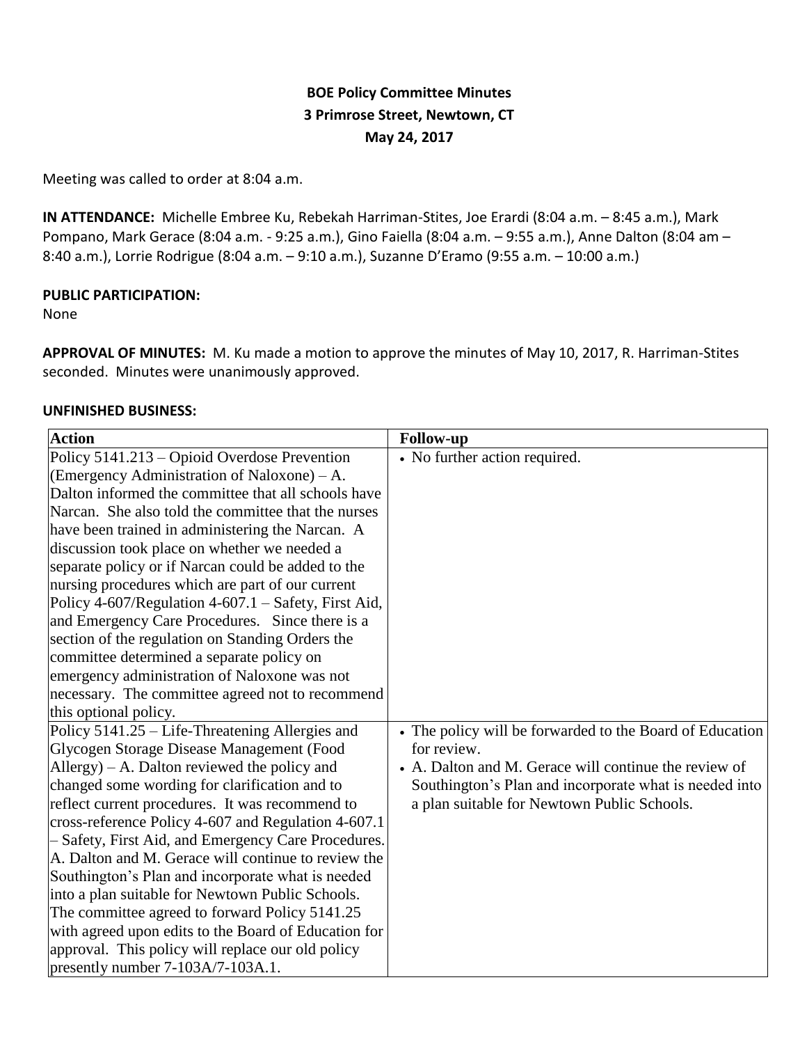**BOE Policy Committee Minutes**
**3 Primrose Street, Newtown, CT**
**May 24, 2017**

Meeting was called to order at 8:04 a.m.

**IN ATTENDANCE:** Michelle Embree Ku, Rebekah Harriman-Stites, Joe Erardi (8:04 a.m. – 8:45 a.m.), Mark Pompano, Mark Gerace (8:04 a.m. - 9:25 a.m.), Gino Faiella (8:04 a.m. – 9:55 a.m.), Anne Dalton (8:04 am – 8:40 a.m.), Lorrie Rodrigue (8:04 a.m. – 9:10 a.m.), Suzanne D'Eramo (9:55 a.m. – 10:00 a.m.)

**PUBLIC PARTICIPATION:**
None

**APPROVAL OF MINUTES:** M. Ku made a motion to approve the minutes of May 10, 2017, R. Harriman-Stites seconded. Minutes were unanimously approved.

**UNFINISHED BUSINESS:**

| Action | Follow-up |
|---|---|
| Policy 5141.213 – Opioid Overdose Prevention (Emergency Administration of Naloxone) – A. Dalton informed the committee that all schools have Narcan. She also told the committee that the nurses have been trained in administering the Narcan. A discussion took place on whether we needed a separate policy or if Narcan could be added to the nursing procedures which are part of our current Policy 4-607/Regulation 4-607.1 – Safety, First Aid, and Emergency Care Procedures. Since there is a section of the regulation on Standing Orders the committee determined a separate policy on emergency administration of Naloxone was not necessary. The committee agreed not to recommend this optional policy. | • No further action required. |
| Policy 5141.25 – Life-Threatening Allergies and Glycogen Storage Disease Management (Food Allergy) – A. Dalton reviewed the policy and changed some wording for clarification and to reflect current procedures. It was recommend to cross-reference Policy 4-607 and Regulation 4-607.1 – Safety, First Aid, and Emergency Care Procedures. A. Dalton and M. Gerace will continue to review the Southington's Plan and incorporate what is needed into a plan suitable for Newtown Public Schools. The committee agreed to forward Policy 5141.25 with agreed upon edits to the Board of Education for approval. This policy will replace our old policy presently number 7-103A/7-103A.1. | • The policy will be forwarded to the Board of Education for review.<br>• A. Dalton and M. Gerace will continue the review of Southington's Plan and incorporate what is needed into a plan suitable for Newtown Public Schools. |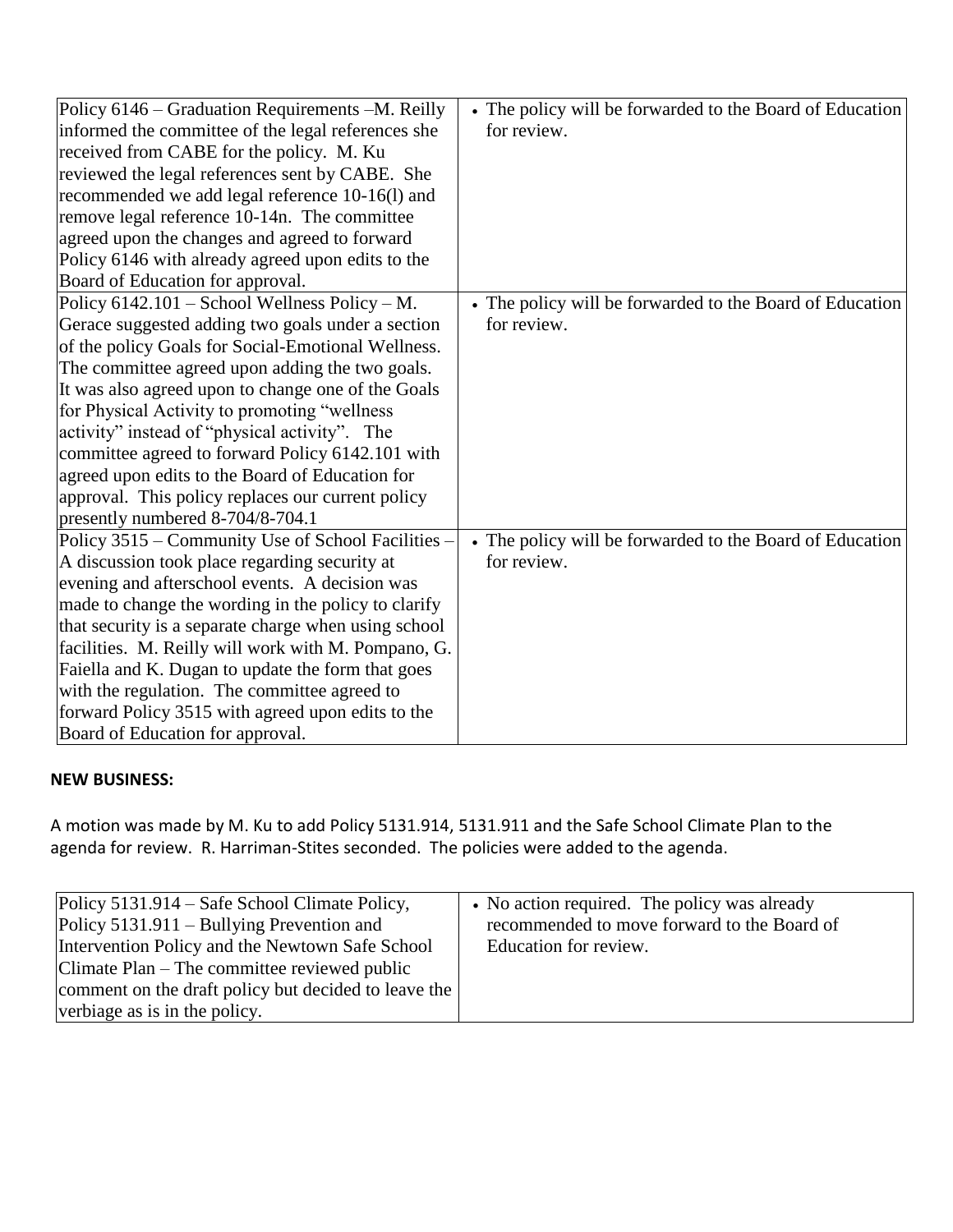| | |
|---|---|
| Policy 6146 – Graduation Requirements –M. Reilly informed the committee of the legal references she received from CABE for the policy. M. Ku reviewed the legal references sent by CABE. She recommended we add legal reference 10-16(l) and remove legal reference 10-14n. The committee agreed upon the changes and agreed to forward Policy 6146 with already agreed upon edits to the Board of Education for approval. | • The policy will be forwarded to the Board of Education for review. |
| Policy 6142.101 – School Wellness Policy – M. Gerace suggested adding two goals under a section of the policy Goals for Social-Emotional Wellness. The committee agreed upon adding the two goals. It was also agreed upon to change one of the Goals for Physical Activity to promoting "wellness activity" instead of "physical activity". The committee agreed to forward Policy 6142.101 with agreed upon edits to the Board of Education for approval. This policy replaces our current policy presently numbered 8-704/8-704.1 | • The policy will be forwarded to the Board of Education for review. |
| Policy 3515 – Community Use of School Facilities – A discussion took place regarding security at evening and afterschool events. A decision was made to change the wording in the policy to clarify that security is a separate charge when using school facilities. M. Reilly will work with M. Pompano, G. Faiella and K. Dugan to update the form that goes with the regulation. The committee agreed to forward Policy 3515 with agreed upon edits to the Board of Education for approval. | • The policy will be forwarded to the Board of Education for review. |

**NEW BUSINESS:**

A motion was made by M. Ku to add Policy 5131.914, 5131.911 and the Safe School Climate Plan to the agenda for review. R. Harriman-Stites seconded. The policies were added to the agenda.

| | |
|---|---|
| Policy 5131.914 – Safe School Climate Policy, Policy 5131.911 – Bullying Prevention and Intervention Policy and the Newtown Safe School Climate Plan – The committee reviewed public comment on the draft policy but decided to leave the verbiage as is in the policy. | • No action required. The policy was already recommended to move forward to the Board of Education for review. |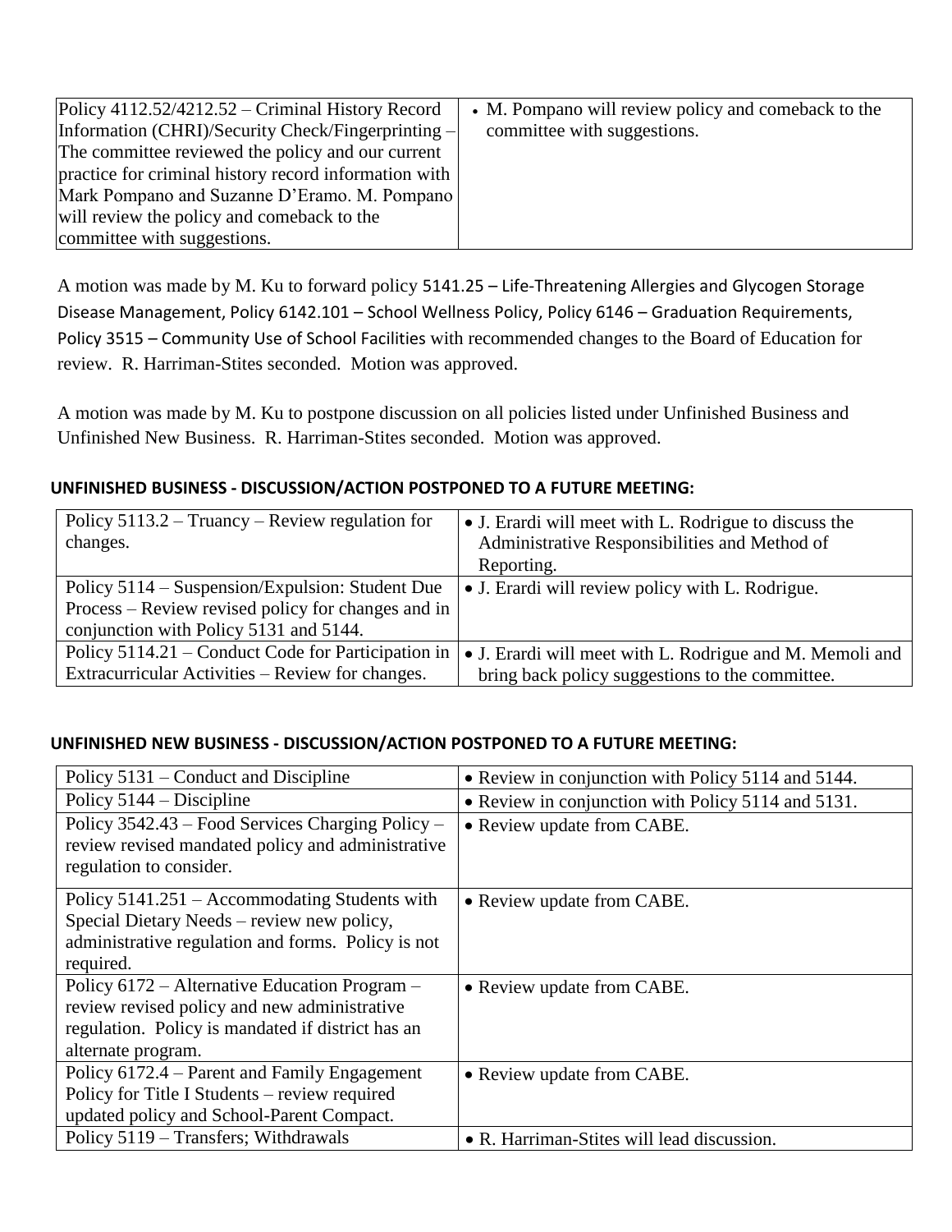| Policy 4112.52/4212.52 – Criminal History Record Information (CHRI)/Security Check/Fingerprinting – The committee reviewed the policy and our current practice for criminal history record information with Mark Pompano and Suzanne D'Eramo. M. Pompano will review the policy and comeback to the committee with suggestions. | • M. Pompano will review policy and comeback to the committee with suggestions. |
|---|---|

A motion was made by M. Ku to forward policy 5141.25 – Life-Threatening Allergies and Glycogen Storage Disease Management, Policy 6142.101 – School Wellness Policy, Policy 6146 – Graduation Requirements, Policy 3515 – Community Use of School Facilities with recommended changes to the Board of Education for review. R. Harriman-Stites seconded. Motion was approved.

A motion was made by M. Ku to postpone discussion on all policies listed under Unfinished Business and Unfinished New Business. R. Harriman-Stites seconded. Motion was approved.

**UNFINISHED BUSINESS - DISCUSSION/ACTION POSTPONED TO A FUTURE MEETING:**

| Policy 5113.2 – Truancy – Review regulation for changes. | • J. Erardi will meet with L. Rodrigue to discuss the Administrative Responsibilities and Method of Reporting. |
|---|---|
| Policy 5114 – Suspension/Expulsion: Student Due Process – Review revised policy for changes and in conjunction with Policy 5131 and 5144. | • J. Erardi will review policy with L. Rodrigue. |
| Policy 5114.21 – Conduct Code for Participation in Extracurricular Activities – Review for changes. | • J. Erardi will meet with L. Rodrigue and M. Memoli and bring back policy suggestions to the committee. |

**UNFINISHED NEW BUSINESS - DISCUSSION/ACTION POSTPONED TO A FUTURE MEETING:**

| Policy 5131 – Conduct and Discipline | • Review in conjunction with Policy 5114 and 5144. |
|---|---|
| Policy 5144 – Discipline | • Review in conjunction with Policy 5114 and 5131. |
| Policy 3542.43 – Food Services Charging Policy – review revised mandated policy and administrative regulation to consider. | • Review update from CABE. |
| Policy 5141.251 – Accommodating Students with Special Dietary Needs – review new policy, administrative regulation and forms. Policy is not required. | • Review update from CABE. |
| Policy 6172 – Alternative Education Program – review revised policy and new administrative regulation. Policy is mandated if district has an alternate program. | • Review update from CABE. |
| Policy 6172.4 – Parent and Family Engagement Policy for Title I Students – review required updated policy and School-Parent Compact. | • Review update from CABE. |
| Policy 5119 – Transfers; Withdrawals | • R. Harriman-Stites will lead discussion. |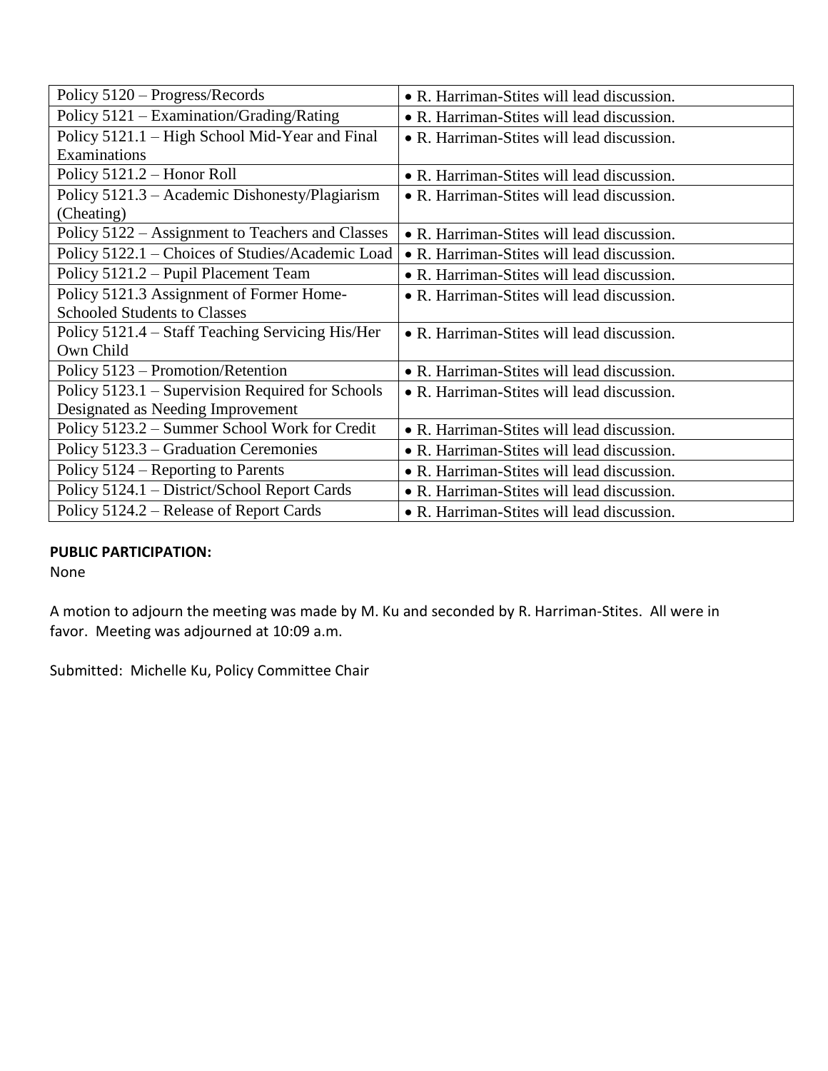| | |
|---|---|
| Policy 5120 – Progress/Records | • R. Harriman-Stites will lead discussion. |
| Policy 5121 – Examination/Grading/Rating | • R. Harriman-Stites will lead discussion. |
| Policy 5121.1 – High School Mid-Year and Final Examinations | • R. Harriman-Stites will lead discussion. |
| Policy 5121.2 – Honor Roll | • R. Harriman-Stites will lead discussion. |
| Policy 5121.3 – Academic Dishonesty/Plagiarism (Cheating) | • R. Harriman-Stites will lead discussion. |
| Policy 5122 – Assignment to Teachers and Classes | • R. Harriman-Stites will lead discussion. |
| Policy 5122.1 – Choices of Studies/Academic Load | • R. Harriman-Stites will lead discussion. |
| Policy 5121.2 – Pupil Placement Team | • R. Harriman-Stites will lead discussion. |
| Policy 5121.3 Assignment of Former Home-Schooled Students to Classes | • R. Harriman-Stites will lead discussion. |
| Policy 5121.4 – Staff Teaching Servicing His/Her Own Child | • R. Harriman-Stites will lead discussion. |
| Policy 5123 – Promotion/Retention | • R. Harriman-Stites will lead discussion. |
| Policy 5123.1 – Supervision Required for Schools Designated as Needing Improvement | • R. Harriman-Stites will lead discussion. |
| Policy 5123.2 – Summer School Work for Credit | • R. Harriman-Stites will lead discussion. |
| Policy 5123.3 – Graduation Ceremonies | • R. Harriman-Stites will lead discussion. |
| Policy 5124 – Reporting to Parents | • R. Harriman-Stites will lead discussion. |
| Policy 5124.1 – District/School Report Cards | • R. Harriman-Stites will lead discussion. |
| Policy 5124.2 – Release of Report Cards | • R. Harriman-Stites will lead discussion. |

**PUBLIC PARTICIPATION:**

None

A motion to adjourn the meeting was made by M. Ku and seconded by R. Harriman-Stites. All were in favor. Meeting was adjourned at 10:09 a.m.

Submitted: Michelle Ku, Policy Committee Chair